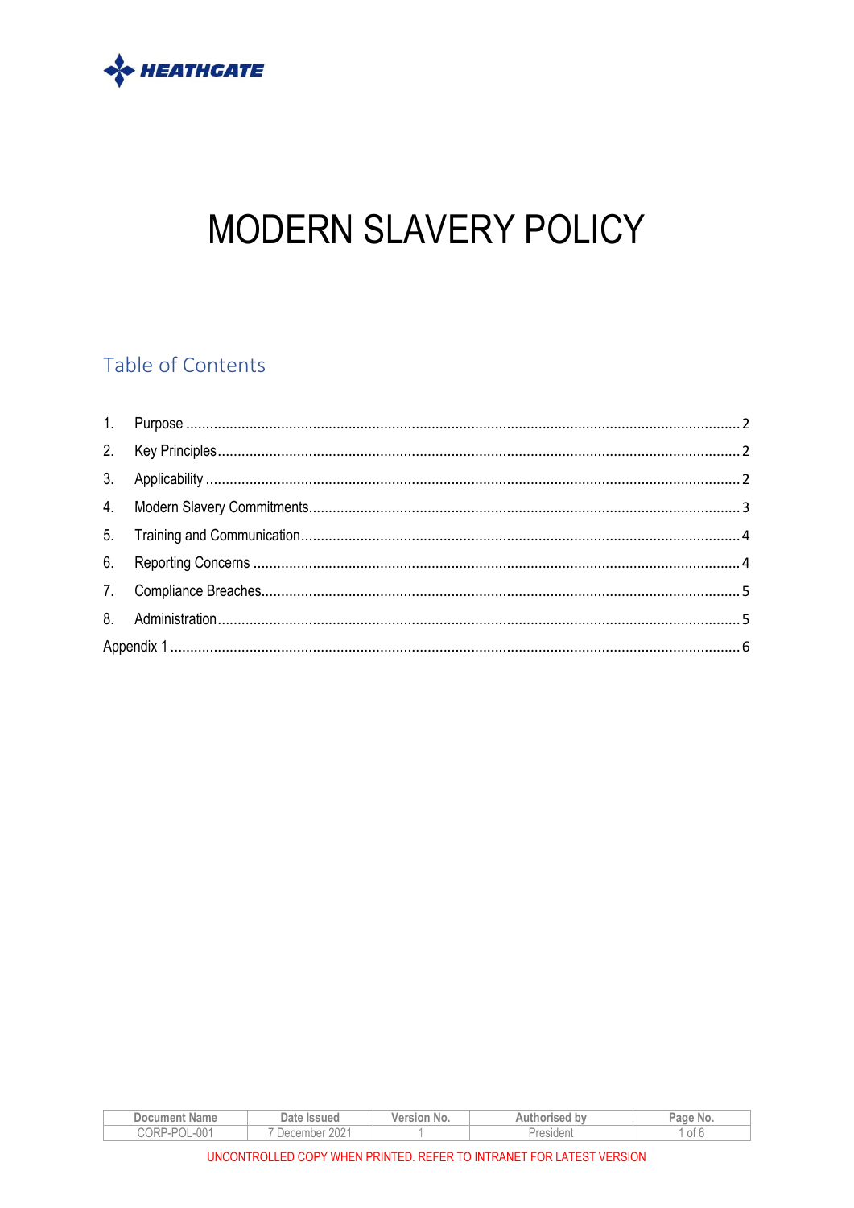HEATHGATE

# MODERN SLAVERY POLICY

## Table of Contents

1. Purpose ..... 2
2. Key Principles ..... 2
3. Applicability ..... 2
4. Modern Slavery Commitments ..... 3
5. Training and Communication ..... 4
6. Reporting Concerns ..... 4
7. Compliance Breaches ..... 5
8. Administration ..... 5

Appendix 1 ..... 6

| Document Name | Date Issued | Version No. | Authorised by | Page No. |
| --- | --- | --- | --- | --- |
| CORP-POL-001 | 7 December 2021 | 1 | President | 1 of 6 |

UNCONTROLLED COPY WHEN PRINTED. REFER TO INTRANET FOR LATEST VERSION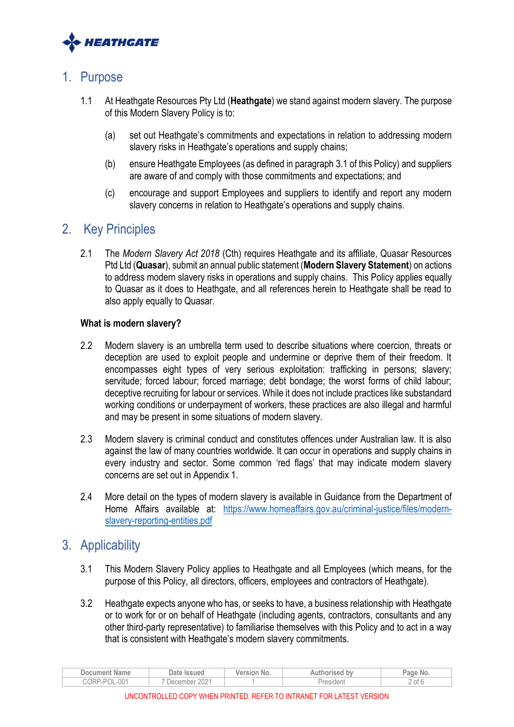## 1. Purpose

1.1 At Heathgate Resources Pty Ltd (**Heathgate**) we stand against modern slavery. The purpose of this Modern Slavery Policy is to:

(a) set out Heathgate's commitments and expectations in relation to addressing modern slavery risks in Heathgate's operations and supply chains;

(b) ensure Heathgate Employees (as defined in paragraph 3.1 of this Policy) and suppliers are aware of and comply with those commitments and expectations; and

(c) encourage and support Employees and suppliers to identify and report any modern slavery concerns in relation to Heathgate's operations and supply chains.

## 2. Key Principles

2.1 The *Modern Slavery Act 2018* (Cth) requires Heathgate and its affiliate, Quasar Resources Ptd Ltd (**Quasar**), submit an annual public statement (**Modern Slavery Statement**) on actions to address modern slavery risks in operations and supply chains. This Policy applies equally to Quasar as it does to Heathgate, and all references herein to Heathgate shall be read to also apply equally to Quasar.

**What is modern slavery?**

2.2 Modern slavery is an umbrella term used to describe situations where coercion, threats or deception are used to exploit people and undermine or deprive them of their freedom. It encompasses eight types of very serious exploitation: trafficking in persons; slavery; servitude; forced labour; forced marriage; debt bondage; the worst forms of child labour; deceptive recruiting for labour or services. While it does not include practices like substandard working conditions or underpayment of workers, these practices are also illegal and harmful and may be present in some situations of modern slavery.

2.3 Modern slavery is criminal conduct and constitutes offences under Australian law. It is also against the law of many countries worldwide. It can occur in operations and supply chains in every industry and sector. Some common 'red flags' that may indicate modern slavery concerns are set out in Appendix 1.

2.4 More detail on the types of modern slavery is available in Guidance from the Department of Home Affairs available at: [https://www.homeaffairs.gov.au/criminal-justice/files/modern-slavery-reporting-entities.pdf](https://www.homeaffairs.gov.au/criminal-justice/files/modern-slavery-reporting-entities.pdf)

## 3. Applicability

3.1 This Modern Slavery Policy applies to Heathgate and all Employees (which means, for the purpose of this Policy, all directors, officers, employees and contractors of Heathgate).

3.2 Heathgate expects anyone who has, or seeks to have, a business relationship with Heathgate or to work for or on behalf of Heathgate (including agents, contractors, consultants and any other third-party representative) to familiarise themselves with this Policy and to act in a way that is consistent with Heathgate's modern slavery commitments.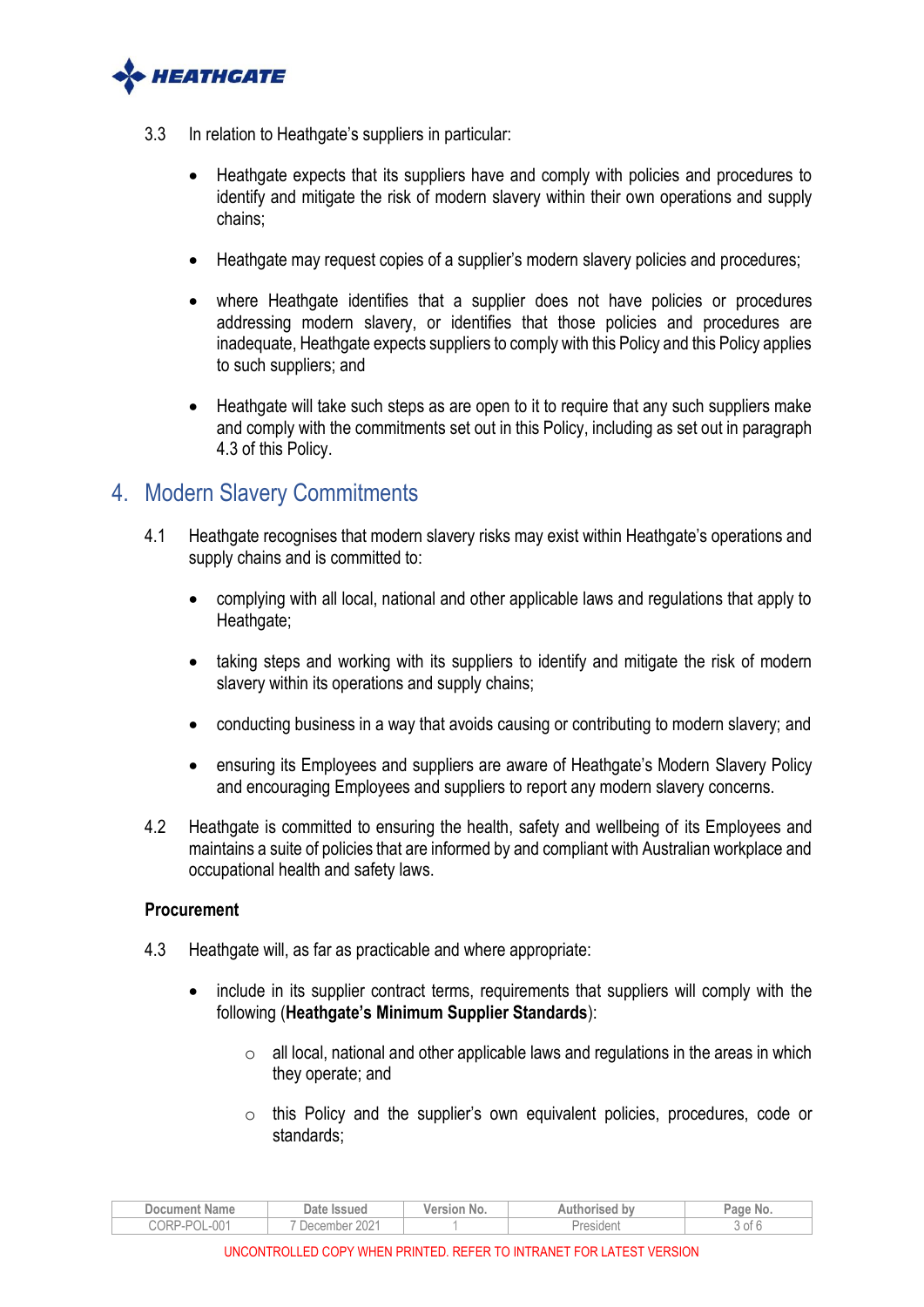3.3 In relation to Heathgate's suppliers in particular:

- Heathgate expects that its suppliers have and comply with policies and procedures to identify and mitigate the risk of modern slavery within their own operations and supply chains;
- Heathgate may request copies of a supplier's modern slavery policies and procedures;
- where Heathgate identifies that a supplier does not have policies or procedures addressing modern slavery, or identifies that those policies and procedures are inadequate, Heathgate expects suppliers to comply with this Policy and this Policy applies to such suppliers; and
- Heathgate will take such steps as are open to it to require that any such suppliers make and comply with the commitments set out in this Policy, including as set out in paragraph 4.3 of this Policy.

## 4. Modern Slavery Commitments

4.1 Heathgate recognises that modern slavery risks may exist within Heathgate's operations and supply chains and is committed to:

- complying with all local, national and other applicable laws and regulations that apply to Heathgate;
- taking steps and working with its suppliers to identify and mitigate the risk of modern slavery within its operations and supply chains;
- conducting business in a way that avoids causing or contributing to modern slavery; and
- ensuring its Employees and suppliers are aware of Heathgate's Modern Slavery Policy and encouraging Employees and suppliers to report any modern slavery concerns.

4.2 Heathgate is committed to ensuring the health, safety and wellbeing of its Employees and maintains a suite of policies that are informed by and compliant with Australian workplace and occupational health and safety laws.

**Procurement**

4.3 Heathgate will, as far as practicable and where appropriate:

- include in its supplier contract terms, requirements that suppliers will comply with the following (**Heathgate's Minimum Supplier Standards**):
  - all local, national and other applicable laws and regulations in the areas in which they operate; and
  - this Policy and the supplier's own equivalent policies, procedures, code or standards;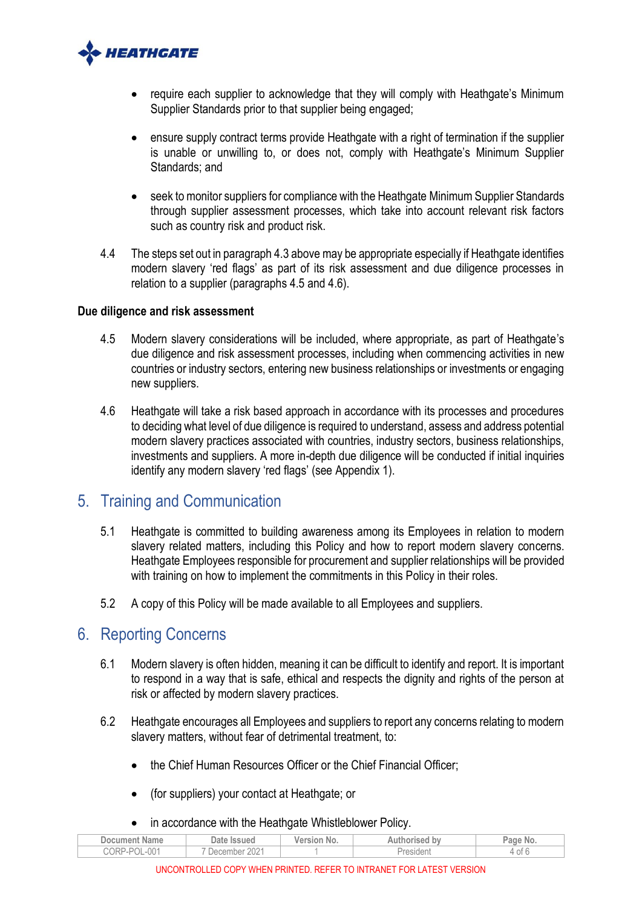- require each supplier to acknowledge that they will comply with Heathgate's Minimum Supplier Standards prior to that supplier being engaged;
- ensure supply contract terms provide Heathgate with a right of termination if the supplier is unable or unwilling to, or does not, comply with Heathgate's Minimum Supplier Standards; and
- seek to monitor suppliers for compliance with the Heathgate Minimum Supplier Standards through supplier assessment processes, which take into account relevant risk factors such as country risk and product risk.

4.4 The steps set out in paragraph 4.3 above may be appropriate especially if Heathgate identifies modern slavery 'red flags' as part of its risk assessment and due diligence processes in relation to a supplier (paragraphs 4.5 and 4.6).

**Due diligence and risk assessment**

4.5 Modern slavery considerations will be included, where appropriate, as part of Heathgate's due diligence and risk assessment processes, including when commencing activities in new countries or industry sectors, entering new business relationships or investments or engaging new suppliers.

4.6 Heathgate will take a risk based approach in accordance with its processes and procedures to deciding what level of due diligence is required to understand, assess and address potential modern slavery practices associated with countries, industry sectors, business relationships, investments and suppliers. A more in-depth due diligence will be conducted if initial inquiries identify any modern slavery 'red flags' (see Appendix 1).

## 5. Training and Communication

5.1 Heathgate is committed to building awareness among its Employees in relation to modern slavery related matters, including this Policy and how to report modern slavery concerns. Heathgate Employees responsible for procurement and supplier relationships will be provided with training on how to implement the commitments in this Policy in their roles.

5.2 A copy of this Policy will be made available to all Employees and suppliers.

## 6. Reporting Concerns

6.1 Modern slavery is often hidden, meaning it can be difficult to identify and report. It is important to respond in a way that is safe, ethical and respects the dignity and rights of the person at risk or affected by modern slavery practices.

6.2 Heathgate encourages all Employees and suppliers to report any concerns relating to modern slavery matters, without fear of detrimental treatment, to:

- the Chief Human Resources Officer or the Chief Financial Officer;
- (for suppliers) your contact at Heathgate; or
- in accordance with the Heathgate Whistleblower Policy.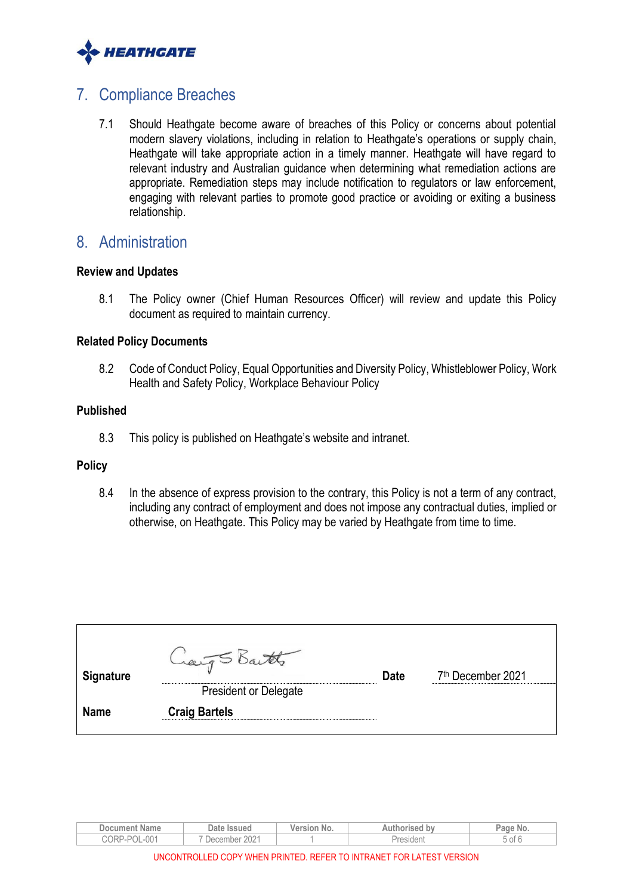## 7. Compliance Breaches

7.1 Should Heathgate become aware of breaches of this Policy or concerns about potential modern slavery violations, including in relation to Heathgate's operations or supply chain, Heathgate will take appropriate action in a timely manner. Heathgate will have regard to relevant industry and Australian guidance when determining what remediation actions are appropriate. Remediation steps may include notification to regulators or law enforcement, engaging with relevant parties to promote good practice or avoiding or exiting a business relationship.

## 8. Administration

**Review and Updates**

8.1 The Policy owner (Chief Human Resources Officer) will review and update this Policy document as required to maintain currency.

**Related Policy Documents**

8.2 Code of Conduct Policy, Equal Opportunities and Diversity Policy, Whistleblower Policy, Work Health and Safety Policy, Workplace Behaviour Policy

**Published**

8.3 This policy is published on Heathgate's website and intranet.

**Policy**

8.4 In the absence of express provision to the contrary, this Policy is not a term of any contract, including any contract of employment and does not impose any contractual duties, implied or otherwise, on Heathgate. This Policy may be varied by Heathgate from time to time.

| | | | |
|---|---|---|---|
| **Signature** | Craig S Bartels (signature)<br>President or Delegate | **Date** | 7th December 2021 |
| **Name** | **Craig Bartels** | | |

| Document Name | Date Issued | Version No. | Authorised by |
|---|---|---|---|
| CORP-POL-001 | 7 December 2021 | 1 | President |

UNCONTROLLED COPY WHEN PRINTED. REFER TO INTRANET FOR LATEST VERSION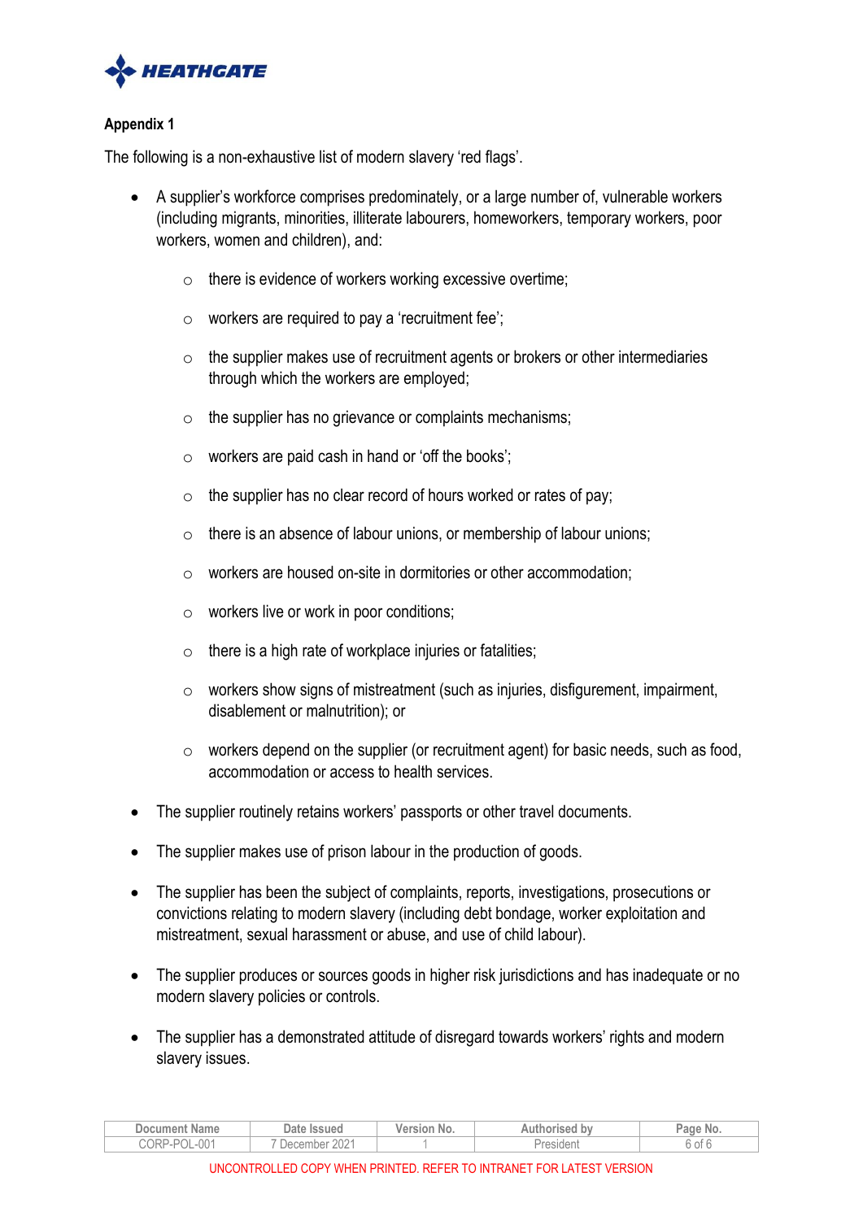**Appendix 1**

The following is a non-exhaustive list of modern slavery 'red flags'.

- A supplier's workforce comprises predominately, or a large number of, vulnerable workers (including migrants, minorities, illiterate labourers, homeworkers, temporary workers, poor workers, women and children), and:
  - there is evidence of workers working excessive overtime;
  - workers are required to pay a 'recruitment fee';
  - the supplier makes use of recruitment agents or brokers or other intermediaries through which the workers are employed;
  - the supplier has no grievance or complaints mechanisms;
  - workers are paid cash in hand or 'off the books';
  - the supplier has no clear record of hours worked or rates of pay;
  - there is an absence of labour unions, or membership of labour unions;
  - workers are housed on-site in dormitories or other accommodation;
  - workers live or work in poor conditions;
  - there is a high rate of workplace injuries or fatalities;
  - workers show signs of mistreatment (such as injuries, disfigurement, impairment, disablement or malnutrition); or
  - workers depend on the supplier (or recruitment agent) for basic needs, such as food, accommodation or access to health services.
- The supplier routinely retains workers' passports or other travel documents.
- The supplier makes use of prison labour in the production of goods.
- The supplier has been the subject of complaints, reports, investigations, prosecutions or convictions relating to modern slavery (including debt bondage, worker exploitation and mistreatment, sexual harassment or abuse, and use of child labour).
- The supplier produces or sources goods in higher risk jurisdictions and has inadequate or no modern slavery policies or controls.
- The supplier has a demonstrated attitude of disregard towards workers' rights and modern slavery issues.